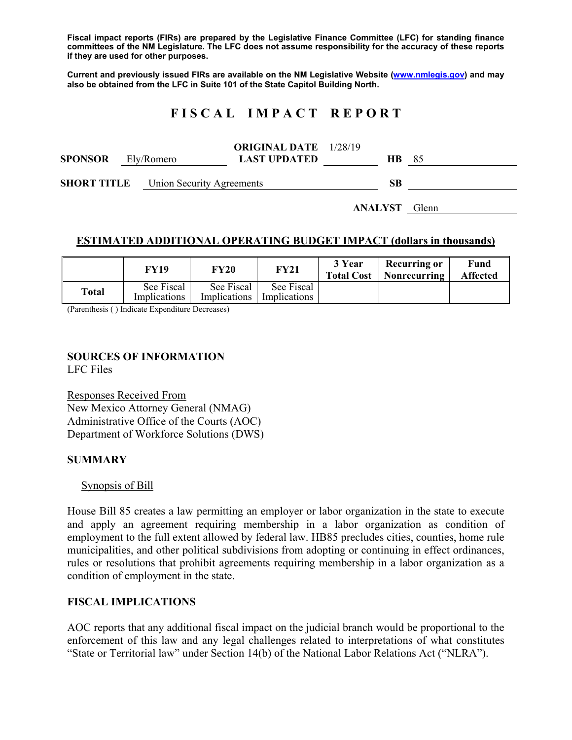**Fiscal impact reports (FIRs) are prepared by the Legislative Finance Committee (LFC) for standing finance committees of the NM Legislature. The LFC does not assume responsibility for the accuracy of these reports if they are used for other purposes.**

**Current and previously issued FIRs are available on the NM Legislative Website (www.nmlegis.gov) and may also be obtained from the LFC in Suite 101 of the State Capitol Building North.**

# FISCAL IMPACT REPORT

**SPONSOR** Ely/Romero **ORIGINAL DATE** 1/28/19 **LAST UPDATED** **HB** 85

**SHORT TITLE** Union Security Agreements **SB**

**ANALYST** Glenn

## ESTIMATED ADDITIONAL OPERATING BUDGET IMPACT (dollars in thousands)

| | FY19 | FY20 | FY21 | 3 Year Total Cost | Recurring or Nonrecurring | Fund Affected |
|---|---|---|---|---|---|---|
| **Total** | See Fiscal Implications | See Fiscal Implications | See Fiscal Implications | | | |

(Parenthesis ( ) Indicate Expenditure Decreases)

## SOURCES OF INFORMATION

LFC Files

Responses Received From
New Mexico Attorney General (NMAG)
Administrative Office of the Courts (AOC)
Department of Workforce Solutions (DWS)

## SUMMARY

Synopsis of Bill

House Bill 85 creates a law permitting an employer or labor organization in the state to execute and apply an agreement requiring membership in a labor organization as condition of employment to the full extent allowed by federal law. HB85 precludes cities, counties, home rule municipalities, and other political subdivisions from adopting or continuing in effect ordinances, rules or resolutions that prohibit agreements requiring membership in a labor organization as a condition of employment in the state.

## FISCAL IMPLICATIONS

AOC reports that any additional fiscal impact on the judicial branch would be proportional to the enforcement of this law and any legal challenges related to interpretations of what constitutes "State or Territorial law" under Section 14(b) of the National Labor Relations Act ("NLRA").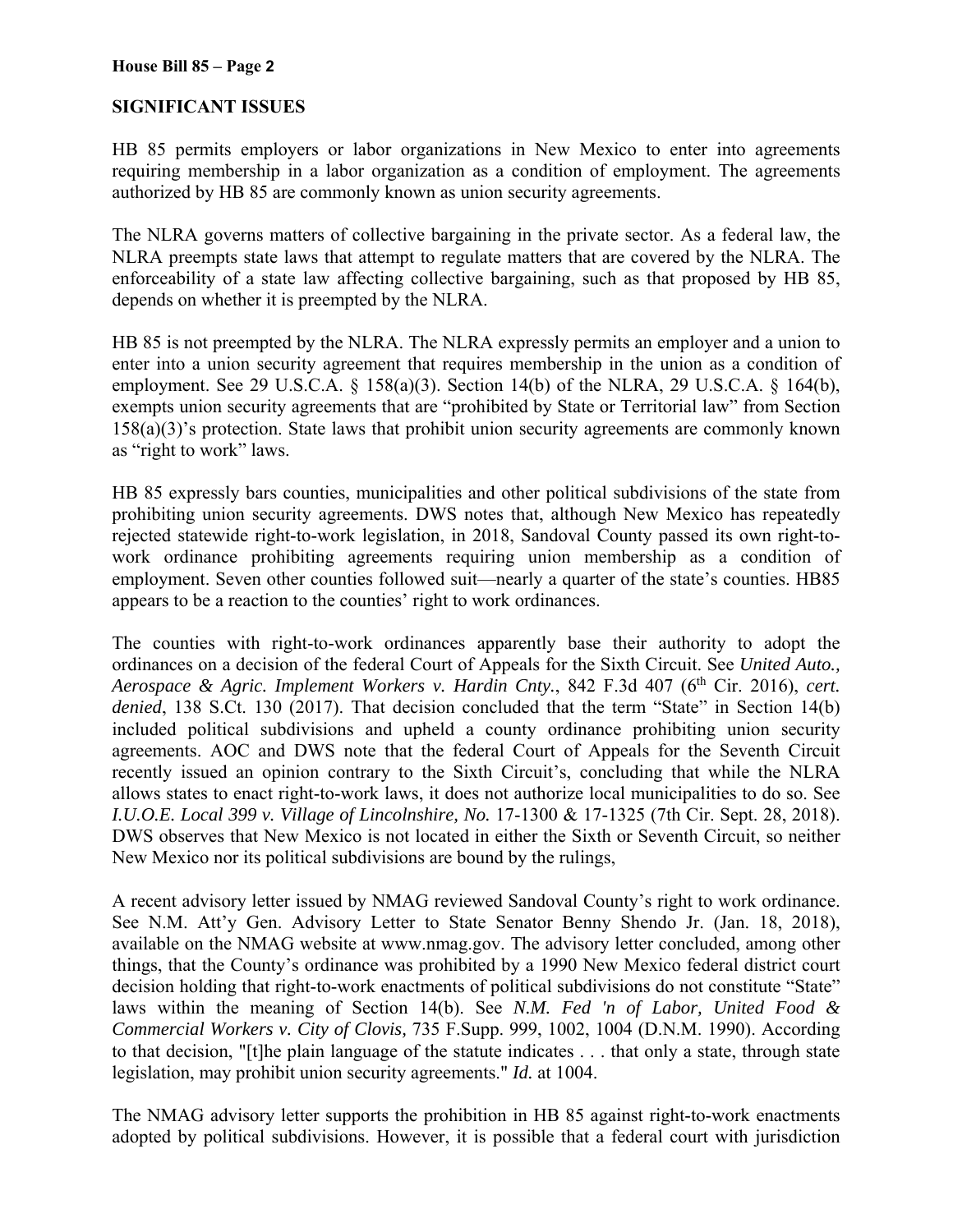## SIGNIFICANT ISSUES

HB 85 permits employers or labor organizations in New Mexico to enter into agreements requiring membership in a labor organization as a condition of employment. The agreements authorized by HB 85 are commonly known as union security agreements.

The NLRA governs matters of collective bargaining in the private sector. As a federal law, the NLRA preempts state laws that attempt to regulate matters that are covered by the NLRA. The enforceability of a state law affecting collective bargaining, such as that proposed by HB 85, depends on whether it is preempted by the NLRA.

HB 85 is not preempted by the NLRA. The NLRA expressly permits an employer and a union to enter into a union security agreement that requires membership in the union as a condition of employment. See 29 U.S.C.A. § 158(a)(3). Section 14(b) of the NLRA, 29 U.S.C.A. § 164(b), exempts union security agreements that are "prohibited by State or Territorial law" from Section 158(a)(3)'s protection. State laws that prohibit union security agreements are commonly known as "right to work" laws.

HB 85 expressly bars counties, municipalities and other political subdivisions of the state from prohibiting union security agreements. DWS notes that, although New Mexico has repeatedly rejected statewide right-to-work legislation, in 2018, Sandoval County passed its own right-to-work ordinance prohibiting agreements requiring union membership as a condition of employment. Seven other counties followed suit—nearly a quarter of the state's counties. HB85 appears to be a reaction to the counties' right to work ordinances.

The counties with right-to-work ordinances apparently base their authority to adopt the ordinances on a decision of the federal Court of Appeals for the Sixth Circuit. See *United Auto., Aerospace & Agric. Implement Workers v. Hardin Cnty.*, 842 F.3d 407 (6th Cir. 2016), *cert. denied*, 138 S.Ct. 130 (2017). That decision concluded that the term "State" in Section 14(b) included political subdivisions and upheld a county ordinance prohibiting union security agreements. AOC and DWS note that the federal Court of Appeals for the Seventh Circuit recently issued an opinion contrary to the Sixth Circuit's, concluding that while the NLRA allows states to enact right-to-work laws, it does not authorize local municipalities to do so. See *I.U.O.E. Local 399 v. Village of Lincolnshire, No.* 17-1300 & 17-1325 (7th Cir. Sept. 28, 2018). DWS observes that New Mexico is not located in either the Sixth or Seventh Circuit, so neither New Mexico nor its political subdivisions are bound by the rulings,

A recent advisory letter issued by NMAG reviewed Sandoval County's right to work ordinance. See N.M. Att'y Gen. Advisory Letter to State Senator Benny Shendo Jr. (Jan. 18, 2018), available on the NMAG website at www.nmag.gov. The advisory letter concluded, among other things, that the County's ordinance was prohibited by a 1990 New Mexico federal district court decision holding that right-to-work enactments of political subdivisions do not constitute "State" laws within the meaning of Section 14(b). See *N.M. Fed 'n of Labor, United Food & Commercial Workers v. City of Clovis,* 735 F.Supp. 999, 1002, 1004 (D.N.M. 1990). According to that decision, "[t]he plain language of the statute indicates . . . that only a state, through state legislation, may prohibit union security agreements." *Id.* at 1004.

The NMAG advisory letter supports the prohibition in HB 85 against right-to-work enactments adopted by political subdivisions. However, it is possible that a federal court with jurisdiction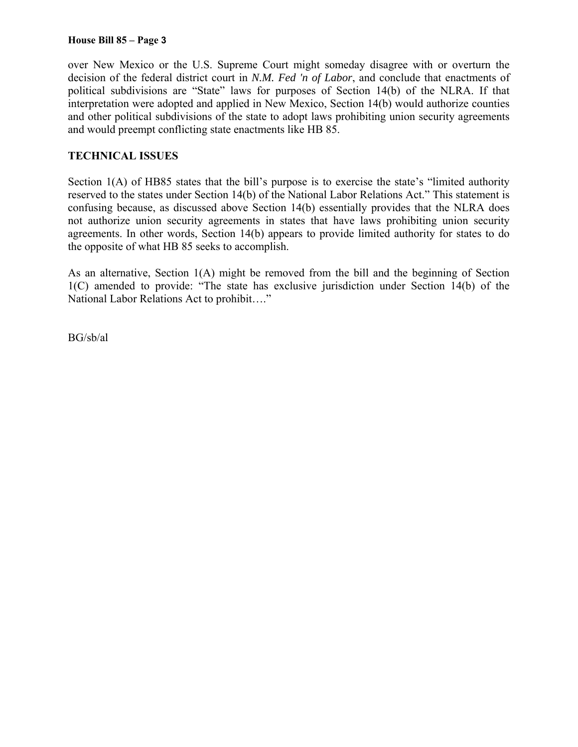over New Mexico or the U.S. Supreme Court might someday disagree with or overturn the decision of the federal district court in *N.M. Fed 'n of Labor*, and conclude that enactments of political subdivisions are "State" laws for purposes of Section 14(b) of the NLRA. If that interpretation were adopted and applied in New Mexico, Section 14(b) would authorize counties and other political subdivisions of the state to adopt laws prohibiting union security agreements and would preempt conflicting state enactments like HB 85.

## TECHNICAL ISSUES

Section 1(A) of HB85 states that the bill's purpose is to exercise the state's "limited authority reserved to the states under Section 14(b) of the National Labor Relations Act." This statement is confusing because, as discussed above Section 14(b) essentially provides that the NLRA does not authorize union security agreements in states that have laws prohibiting union security agreements. In other words, Section 14(b) appears to provide limited authority for states to do the opposite of what HB 85 seeks to accomplish.

As an alternative, Section 1(A) might be removed from the bill and the beginning of Section 1(C) amended to provide: "The state has exclusive jurisdiction under Section 14(b) of the National Labor Relations Act to prohibit…."

BG/sb/al